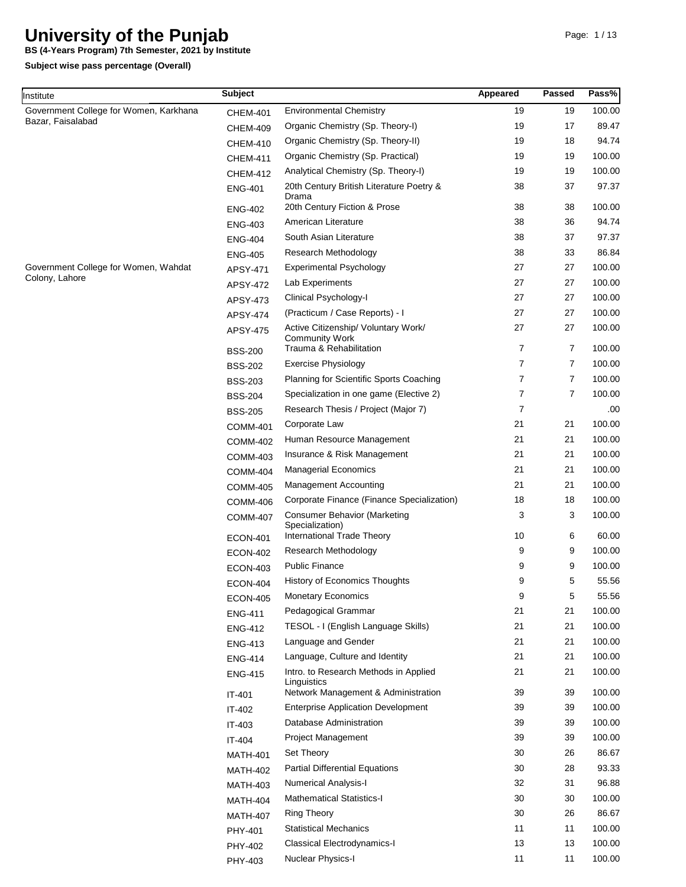# University of the Punjab

**BS (4-Years Program) 7th Semester, 2021 by Institute**

**Subject wise pass percentage (Overall)**

| Institute | Subject | | Appeared | Passed | Pass% |
|---|---|---|---|---|---|
| Government College for Women, Karkhana Bazar, Faisalabad | CHEM-401 | Environmental Chemistry | 19 | 19 | 100.00 |
| | CHEM-409 | Organic Chemistry (Sp. Theory-I) | 19 | 17 | 89.47 |
| | CHEM-410 | Organic Chemistry (Sp. Theory-II) | 19 | 18 | 94.74 |
| | CHEM-411 | Organic Chemistry (Sp. Practical) | 19 | 19 | 100.00 |
| | CHEM-412 | Analytical Chemistry (Sp. Theory-I) | 19 | 19 | 100.00 |
| | ENG-401 | 20th Century British Literature Poetry & Drama | 38 | 37 | 97.37 |
| | ENG-402 | 20th Century Fiction & Prose | 38 | 38 | 100.00 |
| | ENG-403 | American Literature | 38 | 36 | 94.74 |
| | ENG-404 | South Asian Literature | 38 | 37 | 97.37 |
| | ENG-405 | Research Methodology | 38 | 33 | 86.84 |
| Government College for Women, Wahdat Colony, Lahore | APSY-471 | Experimental Psychology | 27 | 27 | 100.00 |
| | APSY-472 | Lab Experiments | 27 | 27 | 100.00 |
| | APSY-473 | Clinical Psychology-I | 27 | 27 | 100.00 |
| | APSY-474 | (Practicum / Case Reports) - I | 27 | 27 | 100.00 |
| | APSY-475 | Active Citizenship/ Voluntary Work/ Community Work | 27 | 27 | 100.00 |
| | BSS-200 | Trauma & Rehabilitation | 7 | 7 | 100.00 |
| | BSS-202 | Exercise Physiology | 7 | 7 | 100.00 |
| | BSS-203 | Planning for Scientific Sports Coaching | 7 | 7 | 100.00 |
| | BSS-204 | Specialization in one game (Elective 2) | 7 | 7 | 100.00 |
| | BSS-205 | Research Thesis / Project (Major 7) | 7 | | .00 |
| | COMM-401 | Corporate Law | 21 | 21 | 100.00 |
| | COMM-402 | Human Resource Management | 21 | 21 | 100.00 |
| | COMM-403 | Insurance & Risk Management | 21 | 21 | 100.00 |
| | COMM-404 | Managerial Economics | 21 | 21 | 100.00 |
| | COMM-405 | Management Accounting | 21 | 21 | 100.00 |
| | COMM-406 | Corporate Finance (Finance Specialization) | 18 | 18 | 100.00 |
| | COMM-407 | Consumer Behavior (Marketing Specialization) | 3 | 3 | 100.00 |
| | ECON-401 | International Trade Theory | 10 | 6 | 60.00 |
| | ECON-402 | Research Methodology | 9 | 9 | 100.00 |
| | ECON-403 | Public Finance | 9 | 9 | 100.00 |
| | ECON-404 | History of Economics Thoughts | 9 | 5 | 55.56 |
| | ECON-405 | Monetary Economics | 9 | 5 | 55.56 |
| | ENG-411 | Pedagogical Grammar | 21 | 21 | 100.00 |
| | ENG-412 | TESOL - I (English Language Skills) | 21 | 21 | 100.00 |
| | ENG-413 | Language and Gender | 21 | 21 | 100.00 |
| | ENG-414 | Language, Culture and Identity | 21 | 21 | 100.00 |
| | ENG-415 | Intro. to Research Methods in Applied Linguistics | 21 | 21 | 100.00 |
| | IT-401 | Network Management & Administration | 39 | 39 | 100.00 |
| | IT-402 | Enterprise Application Development | 39 | 39 | 100.00 |
| | IT-403 | Database Administration | 39 | 39 | 100.00 |
| | IT-404 | Project Management | 39 | 39 | 100.00 |
| | MATH-401 | Set Theory | 30 | 26 | 86.67 |
| | MATH-402 | Partial Differential Equations | 30 | 28 | 93.33 |
| | MATH-403 | Numerical Analysis-I | 32 | 31 | 96.88 |
| | MATH-404 | Mathematical Statistics-I | 30 | 30 | 100.00 |
| | MATH-407 | Ring Theory | 30 | 26 | 86.67 |
| | PHY-401 | Statistical Mechanics | 11 | 11 | 100.00 |
| | PHY-402 | Classical Electrodynamics-I | 13 | 13 | 100.00 |
| | PHY-403 | Nuclear Physics-I | 11 | 11 | 100.00 |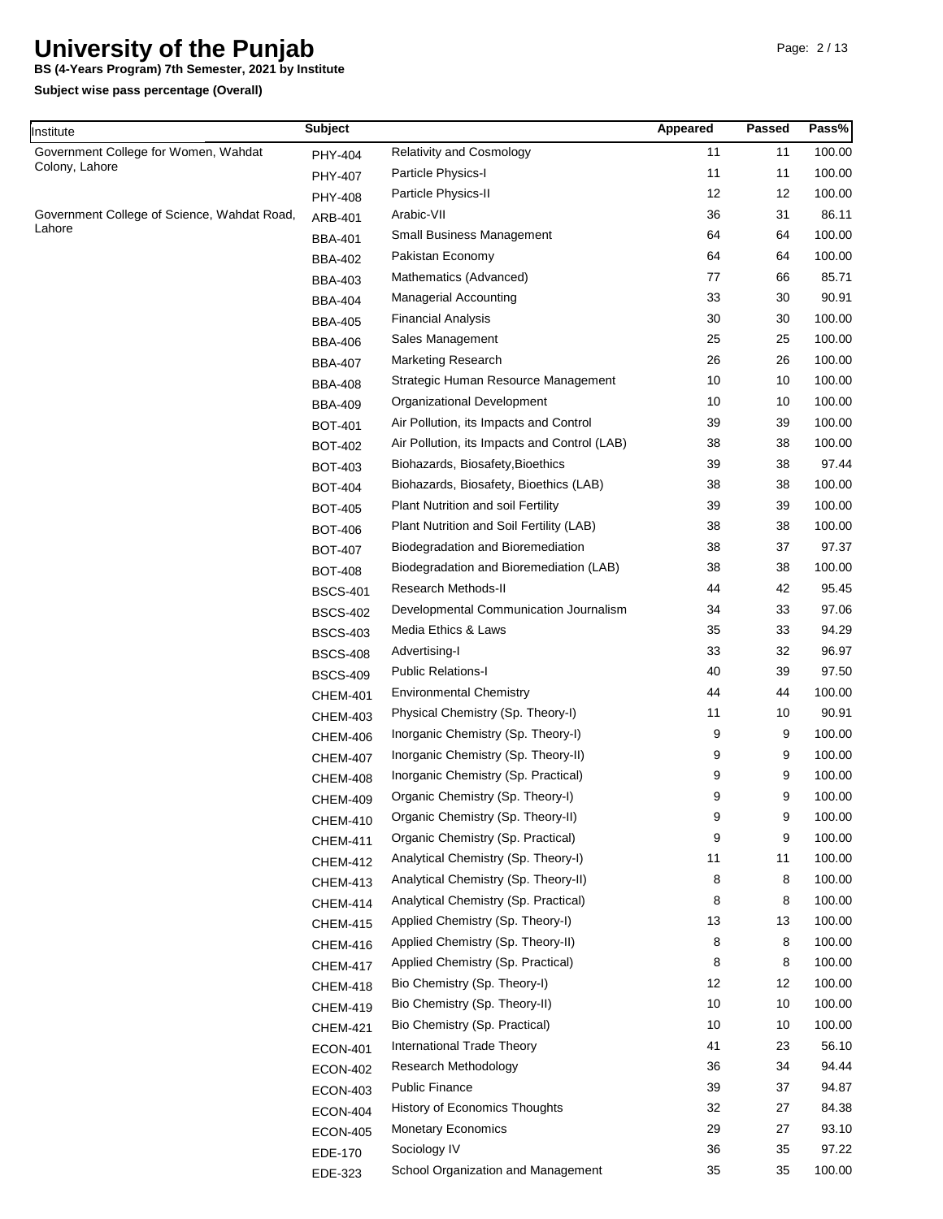# University of the Punjab

**BS (4-Years Program) 7th Semester, 2021 by Institute**

**Subject wise pass percentage (Overall)**

| Institute | Subject | | Appeared | Passed | Pass% |
|---|---|---|---|---|---|
| Government College for Women, Wahdat Colony, Lahore | PHY-404 | Relativity and Cosmology | 11 | 11 | 100.00 |
| | PHY-407 | Particle Physics-I | 11 | 11 | 100.00 |
| | PHY-408 | Particle Physics-II | 12 | 12 | 100.00 |
| Government College of Science, Wahdat Road, Lahore | ARB-401 | Arabic-VII | 36 | 31 | 86.11 |
| | BBA-401 | Small Business Management | 64 | 64 | 100.00 |
| | BBA-402 | Pakistan Economy | 64 | 64 | 100.00 |
| | BBA-403 | Mathematics (Advanced) | 77 | 66 | 85.71 |
| | BBA-404 | Managerial Accounting | 33 | 30 | 90.91 |
| | BBA-405 | Financial Analysis | 30 | 30 | 100.00 |
| | BBA-406 | Sales Management | 25 | 25 | 100.00 |
| | BBA-407 | Marketing Research | 26 | 26 | 100.00 |
| | BBA-408 | Strategic Human Resource Management | 10 | 10 | 100.00 |
| | BBA-409 | Organizational Development | 10 | 10 | 100.00 |
| | BOT-401 | Air Pollution, its Impacts and Control | 39 | 39 | 100.00 |
| | BOT-402 | Air Pollution, its Impacts and Control (LAB) | 38 | 38 | 100.00 |
| | BOT-403 | Biohazards, Biosafety,Bioethics | 39 | 38 | 97.44 |
| | BOT-404 | Biohazards, Biosafety, Bioethics (LAB) | 38 | 38 | 100.00 |
| | BOT-405 | Plant Nutrition and soil Fertility | 39 | 39 | 100.00 |
| | BOT-406 | Plant Nutrition and Soil Fertility (LAB) | 38 | 38 | 100.00 |
| | BOT-407 | Biodegradation and Bioremediation | 38 | 37 | 97.37 |
| | BOT-408 | Biodegradation and Bioremediation (LAB) | 38 | 38 | 100.00 |
| | BSCS-401 | Research Methods-II | 44 | 42 | 95.45 |
| | BSCS-402 | Developmental Communication Journalism | 34 | 33 | 97.06 |
| | BSCS-403 | Media Ethics & Laws | 35 | 33 | 94.29 |
| | BSCS-408 | Advertising-I | 33 | 32 | 96.97 |
| | BSCS-409 | Public Relations-I | 40 | 39 | 97.50 |
| | CHEM-401 | Environmental Chemistry | 44 | 44 | 100.00 |
| | CHEM-403 | Physical Chemistry (Sp. Theory-I) | 11 | 10 | 90.91 |
| | CHEM-406 | Inorganic Chemistry (Sp. Theory-I) | 9 | 9 | 100.00 |
| | CHEM-407 | Inorganic Chemistry (Sp. Theory-II) | 9 | 9 | 100.00 |
| | CHEM-408 | Inorganic Chemistry (Sp. Practical) | 9 | 9 | 100.00 |
| | CHEM-409 | Organic Chemistry (Sp. Theory-I) | 9 | 9 | 100.00 |
| | CHEM-410 | Organic Chemistry (Sp. Theory-II) | 9 | 9 | 100.00 |
| | CHEM-411 | Organic Chemistry (Sp. Practical) | 9 | 9 | 100.00 |
| | CHEM-412 | Analytical Chemistry (Sp. Theory-I) | 11 | 11 | 100.00 |
| | CHEM-413 | Analytical Chemistry (Sp. Theory-II) | 8 | 8 | 100.00 |
| | CHEM-414 | Analytical Chemistry (Sp. Practical) | 8 | 8 | 100.00 |
| | CHEM-415 | Applied Chemistry (Sp. Theory-I) | 13 | 13 | 100.00 |
| | CHEM-416 | Applied Chemistry (Sp. Theory-II) | 8 | 8 | 100.00 |
| | CHEM-417 | Applied Chemistry (Sp. Practical) | 8 | 8 | 100.00 |
| | CHEM-418 | Bio Chemistry (Sp. Theory-I) | 12 | 12 | 100.00 |
| | CHEM-419 | Bio Chemistry (Sp. Theory-II) | 10 | 10 | 100.00 |
| | CHEM-421 | Bio Chemistry (Sp. Practical) | 10 | 10 | 100.00 |
| | ECON-401 | International Trade Theory | 41 | 23 | 56.10 |
| | ECON-402 | Research Methodology | 36 | 34 | 94.44 |
| | ECON-403 | Public Finance | 39 | 37 | 94.87 |
| | ECON-404 | History of Economics Thoughts | 32 | 27 | 84.38 |
| | ECON-405 | Monetary Economics | 29 | 27 | 93.10 |
| | EDE-170 | Sociology IV | 36 | 35 | 97.22 |
| | EDE-323 | School Organization and Management | 35 | 35 | 100.00 |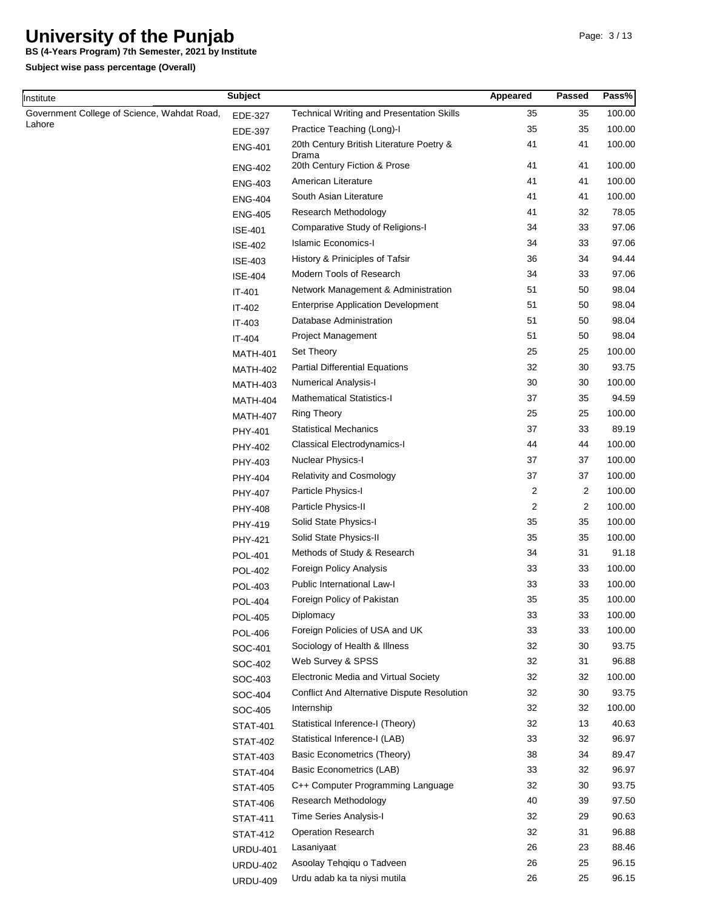# University of the Punjab

**BS (4-Years Program) 7th Semester, 2021 by Institute**

**Subject wise pass percentage (Overall)**

| Institute | Subject | | Appeared | Passed | Pass% |
|---|---|---|---|---|---|
| Government College of Science, Wahdat Road, Lahore | EDE-327 | Technical Writing and Presentation Skills | 35 | 35 | 100.00 |
| | EDE-397 | Practice Teaching (Long)-I | 35 | 35 | 100.00 |
| | ENG-401 | 20th Century British Literature Poetry & Drama | 41 | 41 | 100.00 |
| | ENG-402 | 20th Century Fiction & Prose | 41 | 41 | 100.00 |
| | ENG-403 | American Literature | 41 | 41 | 100.00 |
| | ENG-404 | South Asian Literature | 41 | 41 | 100.00 |
| | ENG-405 | Research Methodology | 41 | 32 | 78.05 |
| | ISE-401 | Comparative Study of Religions-I | 34 | 33 | 97.06 |
| | ISE-402 | Islamic Economics-I | 34 | 33 | 97.06 |
| | ISE-403 | History & Priniciples of Tafsir | 36 | 34 | 94.44 |
| | ISE-404 | Modern Tools of Research | 34 | 33 | 97.06 |
| | IT-401 | Network Management & Administration | 51 | 50 | 98.04 |
| | IT-402 | Enterprise Application Development | 51 | 50 | 98.04 |
| | IT-403 | Database Administration | 51 | 50 | 98.04 |
| | IT-404 | Project Management | 51 | 50 | 98.04 |
| | MATH-401 | Set Theory | 25 | 25 | 100.00 |
| | MATH-402 | Partial Differential Equations | 32 | 30 | 93.75 |
| | MATH-403 | Numerical Analysis-I | 30 | 30 | 100.00 |
| | MATH-404 | Mathematical Statistics-I | 37 | 35 | 94.59 |
| | MATH-407 | Ring Theory | 25 | 25 | 100.00 |
| | PHY-401 | Statistical Mechanics | 37 | 33 | 89.19 |
| | PHY-402 | Classical Electrodynamics-I | 44 | 44 | 100.00 |
| | PHY-403 | Nuclear Physics-I | 37 | 37 | 100.00 |
| | PHY-404 | Relativity and Cosmology | 37 | 37 | 100.00 |
| | PHY-407 | Particle Physics-I | 2 | 2 | 100.00 |
| | PHY-408 | Particle Physics-II | 2 | 2 | 100.00 |
| | PHY-419 | Solid State Physics-I | 35 | 35 | 100.00 |
| | PHY-421 | Solid State Physics-II | 35 | 35 | 100.00 |
| | POL-401 | Methods of Study & Research | 34 | 31 | 91.18 |
| | POL-402 | Foreign Policy Analysis | 33 | 33 | 100.00 |
| | POL-403 | Public International Law-I | 33 | 33 | 100.00 |
| | POL-404 | Foreign Policy of Pakistan | 35 | 35 | 100.00 |
| | POL-405 | Diplomacy | 33 | 33 | 100.00 |
| | POL-406 | Foreign Policies of USA and UK | 33 | 33 | 100.00 |
| | SOC-401 | Sociology of Health & Illness | 32 | 30 | 93.75 |
| | SOC-402 | Web Survey & SPSS | 32 | 31 | 96.88 |
| | SOC-403 | Electronic Media and Virtual Society | 32 | 32 | 100.00 |
| | SOC-404 | Conflict And Alternative Dispute Resolution | 32 | 30 | 93.75 |
| | SOC-405 | Internship | 32 | 32 | 100.00 |
| | STAT-401 | Statistical Inference-I (Theory) | 32 | 13 | 40.63 |
| | STAT-402 | Statistical Inference-I (LAB) | 33 | 32 | 96.97 |
| | STAT-403 | Basic Econometrics (Theory) | 38 | 34 | 89.47 |
| | STAT-404 | Basic Econometrics (LAB) | 33 | 32 | 96.97 |
| | STAT-405 | C++ Computer Programming Language | 32 | 30 | 93.75 |
| | STAT-406 | Research Methodology | 40 | 39 | 97.50 |
| | STAT-411 | Time Series Analysis-I | 32 | 29 | 90.63 |
| | STAT-412 | Operation Research | 32 | 31 | 96.88 |
| | URDU-401 | Lasaniyaat | 26 | 23 | 88.46 |
| | URDU-402 | Asoolay Tehqiqu o Tadveen | 26 | 25 | 96.15 |
| | URDU-409 | Urdu adab ka ta niysi mutila | 26 | 25 | 96.15 |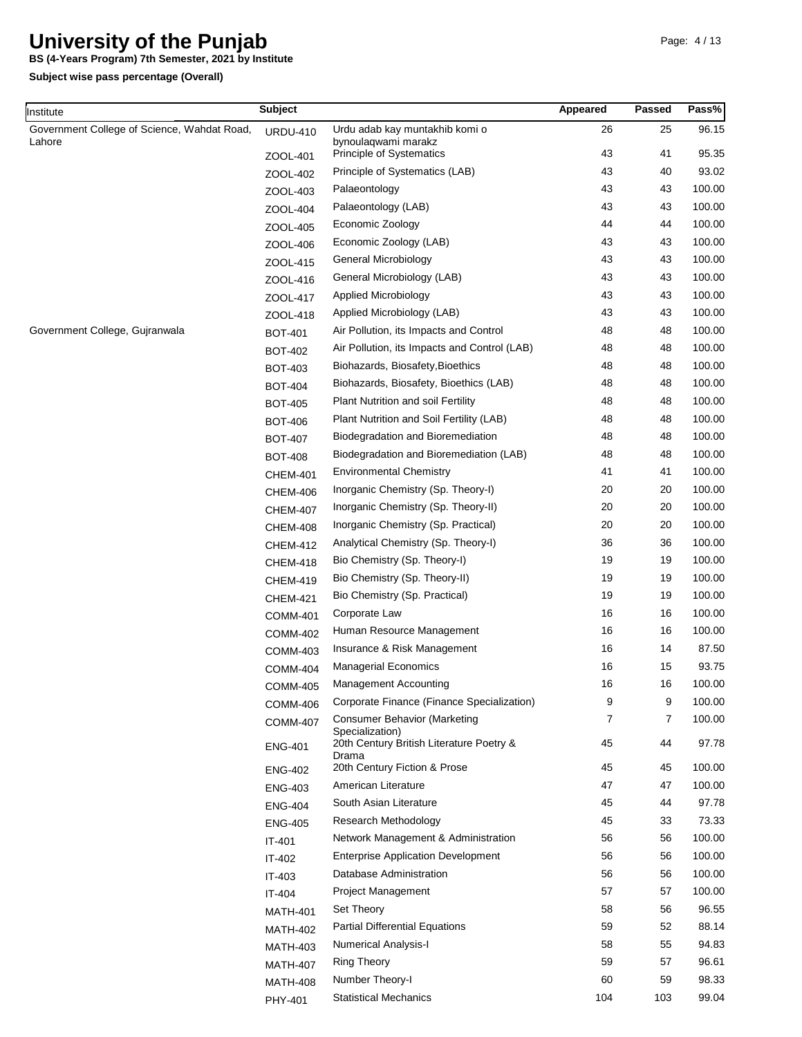# University of the Punjab

**BS (4-Years Program) 7th Semester, 2021 by Institute**

**Subject wise pass percentage (Overall)**

| Institute | Subject | | Appeared | Passed | Pass% |
|---|---|---|---|---|---|
| Government College of Science, Wahdat Road, Lahore | URDU-410 | Urdu adab kay muntakhib komi o bynoulaqwami marakz | 26 | 25 | 96.15 |
| | ZOOL-401 | Principle of Systematics | 43 | 41 | 95.35 |
| | ZOOL-402 | Principle of Systematics (LAB) | 43 | 40 | 93.02 |
| | ZOOL-403 | Palaeontology | 43 | 43 | 100.00 |
| | ZOOL-404 | Palaeontology (LAB) | 43 | 43 | 100.00 |
| | ZOOL-405 | Economic Zoology | 44 | 44 | 100.00 |
| | ZOOL-406 | Economic Zoology (LAB) | 43 | 43 | 100.00 |
| | ZOOL-415 | General Microbiology | 43 | 43 | 100.00 |
| | ZOOL-416 | General Microbiology (LAB) | 43 | 43 | 100.00 |
| | ZOOL-417 | Applied Microbiology | 43 | 43 | 100.00 |
| | ZOOL-418 | Applied Microbiology (LAB) | 43 | 43 | 100.00 |
| Government College, Gujranwala | BOT-401 | Air Pollution, its Impacts and Control | 48 | 48 | 100.00 |
| | BOT-402 | Air Pollution, its Impacts and Control (LAB) | 48 | 48 | 100.00 |
| | BOT-403 | Biohazards, Biosafety,Bioethics | 48 | 48 | 100.00 |
| | BOT-404 | Biohazards, Biosafety, Bioethics (LAB) | 48 | 48 | 100.00 |
| | BOT-405 | Plant Nutrition and soil Fertility | 48 | 48 | 100.00 |
| | BOT-406 | Plant Nutrition and Soil Fertility (LAB) | 48 | 48 | 100.00 |
| | BOT-407 | Biodegradation and Bioremediation | 48 | 48 | 100.00 |
| | BOT-408 | Biodegradation and Bioremediation (LAB) | 48 | 48 | 100.00 |
| | CHEM-401 | Environmental Chemistry | 41 | 41 | 100.00 |
| | CHEM-406 | Inorganic Chemistry (Sp. Theory-I) | 20 | 20 | 100.00 |
| | CHEM-407 | Inorganic Chemistry (Sp. Theory-II) | 20 | 20 | 100.00 |
| | CHEM-408 | Inorganic Chemistry (Sp. Practical) | 20 | 20 | 100.00 |
| | CHEM-412 | Analytical Chemistry (Sp. Theory-I) | 36 | 36 | 100.00 |
| | CHEM-418 | Bio Chemistry (Sp. Theory-I) | 19 | 19 | 100.00 |
| | CHEM-419 | Bio Chemistry (Sp. Theory-II) | 19 | 19 | 100.00 |
| | CHEM-421 | Bio Chemistry (Sp. Practical) | 19 | 19 | 100.00 |
| | COMM-401 | Corporate Law | 16 | 16 | 100.00 |
| | COMM-402 | Human Resource Management | 16 | 16 | 100.00 |
| | COMM-403 | Insurance & Risk Management | 16 | 14 | 87.50 |
| | COMM-404 | Managerial Economics | 16 | 15 | 93.75 |
| | COMM-405 | Management Accounting | 16 | 16 | 100.00 |
| | COMM-406 | Corporate Finance (Finance Specialization) | 9 | 9 | 100.00 |
| | COMM-407 | Consumer Behavior (Marketing Specialization) | 7 | 7 | 100.00 |
| | ENG-401 | 20th Century British Literature Poetry & Drama | 45 | 44 | 97.78 |
| | ENG-402 | 20th Century Fiction & Prose | 45 | 45 | 100.00 |
| | ENG-403 | American Literature | 47 | 47 | 100.00 |
| | ENG-404 | South Asian Literature | 45 | 44 | 97.78 |
| | ENG-405 | Research Methodology | 45 | 33 | 73.33 |
| | IT-401 | Network Management & Administration | 56 | 56 | 100.00 |
| | IT-402 | Enterprise Application Development | 56 | 56 | 100.00 |
| | IT-403 | Database Administration | 56 | 56 | 100.00 |
| | IT-404 | Project Management | 57 | 57 | 100.00 |
| | MATH-401 | Set Theory | 58 | 56 | 96.55 |
| | MATH-402 | Partial Differential Equations | 59 | 52 | 88.14 |
| | MATH-403 | Numerical Analysis-I | 58 | 55 | 94.83 |
| | MATH-407 | Ring Theory | 59 | 57 | 96.61 |
| | MATH-408 | Number Theory-I | 60 | 59 | 98.33 |
| | PHY-401 | Statistical Mechanics | 104 | 103 | 99.04 |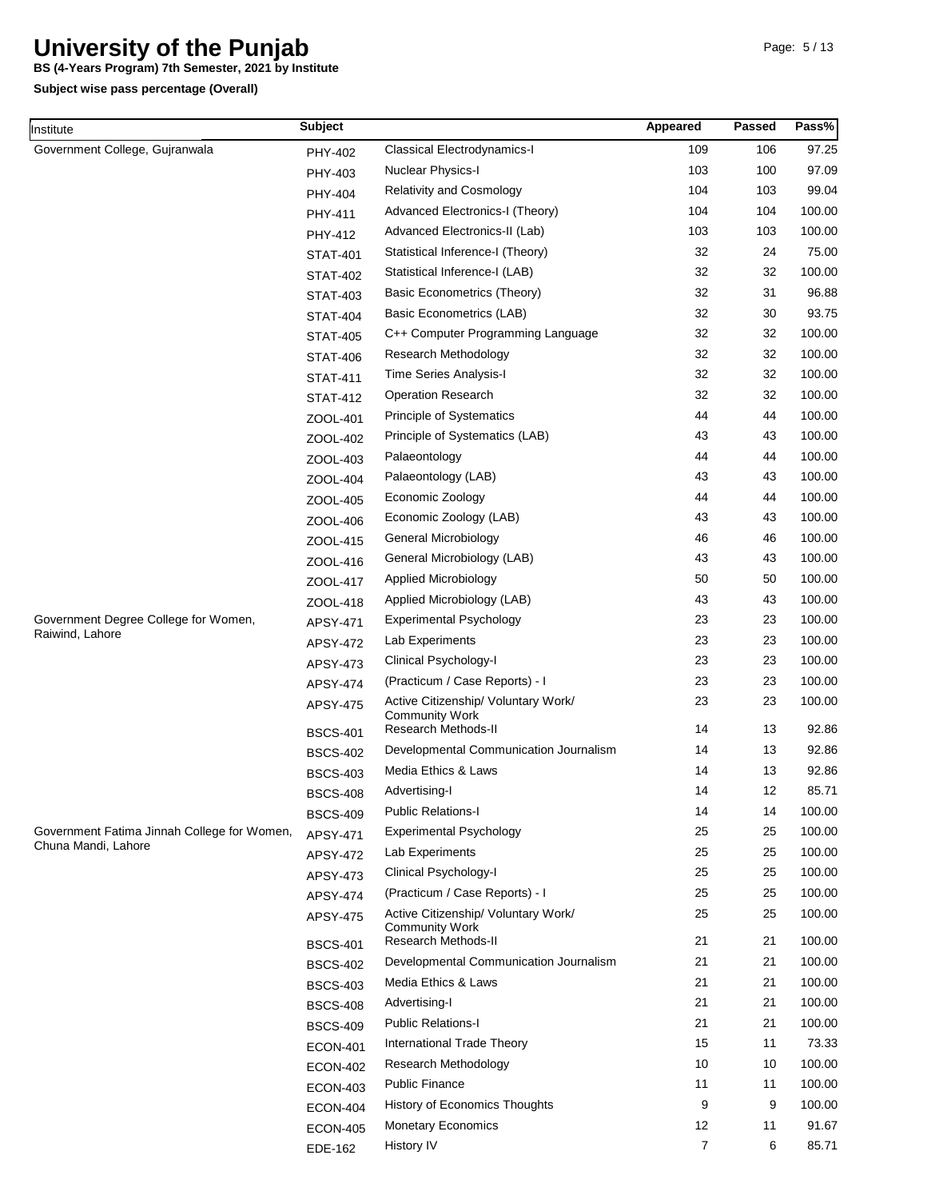# University of the Punjab

**BS (4-Years Program) 7th Semester, 2021 by Institute**

**Subject wise pass percentage (Overall)**

| Institute | Subject | | Appeared | Passed | Pass% |
|---|---|---|---|---|---|
| Government College, Gujranwala | PHY-402 | Classical Electrodynamics-I | 109 | 106 | 97.25 |
| | PHY-403 | Nuclear Physics-I | 103 | 100 | 97.09 |
| | PHY-404 | Relativity and Cosmology | 104 | 103 | 99.04 |
| | PHY-411 | Advanced Electronics-I (Theory) | 104 | 104 | 100.00 |
| | PHY-412 | Advanced Electronics-II (Lab) | 103 | 103 | 100.00 |
| | STAT-401 | Statistical Inference-I (Theory) | 32 | 24 | 75.00 |
| | STAT-402 | Statistical Inference-I (LAB) | 32 | 32 | 100.00 |
| | STAT-403 | Basic Econometrics (Theory) | 32 | 31 | 96.88 |
| | STAT-404 | Basic Econometrics (LAB) | 32 | 30 | 93.75 |
| | STAT-405 | C++ Computer Programming Language | 32 | 32 | 100.00 |
| | STAT-406 | Research Methodology | 32 | 32 | 100.00 |
| | STAT-411 | Time Series Analysis-I | 32 | 32 | 100.00 |
| | STAT-412 | Operation Research | 32 | 32 | 100.00 |
| | ZOOL-401 | Principle of Systematics | 44 | 44 | 100.00 |
| | ZOOL-402 | Principle of Systematics (LAB) | 43 | 43 | 100.00 |
| | ZOOL-403 | Palaeontology | 44 | 44 | 100.00 |
| | ZOOL-404 | Palaeontology (LAB) | 43 | 43 | 100.00 |
| | ZOOL-405 | Economic Zoology | 44 | 44 | 100.00 |
| | ZOOL-406 | Economic Zoology (LAB) | 43 | 43 | 100.00 |
| | ZOOL-415 | General Microbiology | 46 | 46 | 100.00 |
| | ZOOL-416 | General Microbiology (LAB) | 43 | 43 | 100.00 |
| | ZOOL-417 | Applied Microbiology | 50 | 50 | 100.00 |
| | ZOOL-418 | Applied Microbiology (LAB) | 43 | 43 | 100.00 |
| Government Degree College for Women, Raiwind, Lahore | APSY-471 | Experimental Psychology | 23 | 23 | 100.00 |
| | APSY-472 | Lab Experiments | 23 | 23 | 100.00 |
| | APSY-473 | Clinical Psychology-I | 23 | 23 | 100.00 |
| | APSY-474 | (Practicum / Case Reports) - I | 23 | 23 | 100.00 |
| | APSY-475 | Active Citizenship/ Voluntary Work/ Community Work | 23 | 23 | 100.00 |
| | BSCS-401 | Research Methods-II | 14 | 13 | 92.86 |
| | BSCS-402 | Developmental Communication Journalism | 14 | 13 | 92.86 |
| | BSCS-403 | Media Ethics & Laws | 14 | 13 | 92.86 |
| | BSCS-408 | Advertising-I | 14 | 12 | 85.71 |
| | BSCS-409 | Public Relations-I | 14 | 14 | 100.00 |
| Government Fatima Jinnah College for Women, Chuna Mandi, Lahore | APSY-471 | Experimental Psychology | 25 | 25 | 100.00 |
| | APSY-472 | Lab Experiments | 25 | 25 | 100.00 |
| | APSY-473 | Clinical Psychology-I | 25 | 25 | 100.00 |
| | APSY-474 | (Practicum / Case Reports) - I | 25 | 25 | 100.00 |
| | APSY-475 | Active Citizenship/ Voluntary Work/ Community Work | 25 | 25 | 100.00 |
| | BSCS-401 | Research Methods-II | 21 | 21 | 100.00 |
| | BSCS-402 | Developmental Communication Journalism | 21 | 21 | 100.00 |
| | BSCS-403 | Media Ethics & Laws | 21 | 21 | 100.00 |
| | BSCS-408 | Advertising-I | 21 | 21 | 100.00 |
| | BSCS-409 | Public Relations-I | 21 | 21 | 100.00 |
| | ECON-401 | International Trade Theory | 15 | 11 | 73.33 |
| | ECON-402 | Research Methodology | 10 | 10 | 100.00 |
| | ECON-403 | Public Finance | 11 | 11 | 100.00 |
| | ECON-404 | History of Economics Thoughts | 9 | 9 | 100.00 |
| | ECON-405 | Monetary Economics | 12 | 11 | 91.67 |
| | EDE-162 | History IV | 7 | 6 | 85.71 |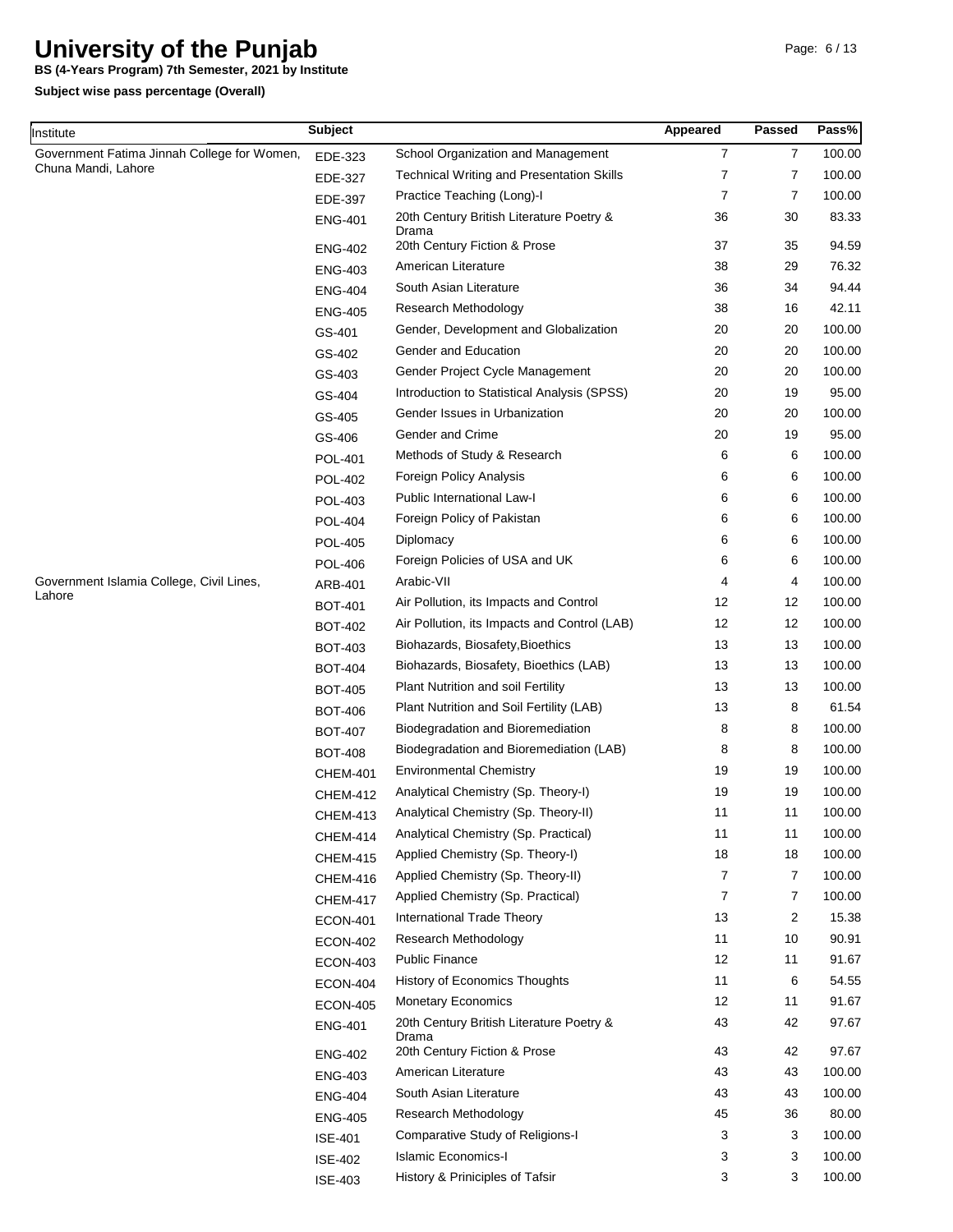# University of the Punjab

**BS (4-Years Program) 7th Semester, 2021 by Institute**

**Subject wise pass percentage (Overall)**

| Institute | Subject | | Appeared | Passed | Pass% |
|---|---|---|---|---|---|
| Government Fatima Jinnah College for Women, Chuna Mandi, Lahore | EDE-323 | School Organization and Management | 7 | 7 | 100.00 |
| | EDE-327 | Technical Writing and Presentation Skills | 7 | 7 | 100.00 |
| | EDE-397 | Practice Teaching (Long)-I | 7 | 7 | 100.00 |
| | ENG-401 | 20th Century British Literature Poetry & Drama | 36 | 30 | 83.33 |
| | ENG-402 | 20th Century Fiction & Prose | 37 | 35 | 94.59 |
| | ENG-403 | American Literature | 38 | 29 | 76.32 |
| | ENG-404 | South Asian Literature | 36 | 34 | 94.44 |
| | ENG-405 | Research Methodology | 38 | 16 | 42.11 |
| | GS-401 | Gender, Development and Globalization | 20 | 20 | 100.00 |
| | GS-402 | Gender and Education | 20 | 20 | 100.00 |
| | GS-403 | Gender Project Cycle Management | 20 | 20 | 100.00 |
| | GS-404 | Introduction to Statistical Analysis (SPSS) | 20 | 19 | 95.00 |
| | GS-405 | Gender Issues in Urbanization | 20 | 20 | 100.00 |
| | GS-406 | Gender and Crime | 20 | 19 | 95.00 |
| | POL-401 | Methods of Study & Research | 6 | 6 | 100.00 |
| | POL-402 | Foreign Policy Analysis | 6 | 6 | 100.00 |
| | POL-403 | Public International Law-I | 6 | 6 | 100.00 |
| | POL-404 | Foreign Policy of Pakistan | 6 | 6 | 100.00 |
| | POL-405 | Diplomacy | 6 | 6 | 100.00 |
| | POL-406 | Foreign Policies of USA and UK | 6 | 6 | 100.00 |
| Government Islamia College, Civil Lines, Lahore | ARB-401 | Arabic-VII | 4 | 4 | 100.00 |
| | BOT-401 | Air Pollution, its Impacts and Control | 12 | 12 | 100.00 |
| | BOT-402 | Air Pollution, its Impacts and Control (LAB) | 12 | 12 | 100.00 |
| | BOT-403 | Biohazards, Biosafety,Bioethics | 13 | 13 | 100.00 |
| | BOT-404 | Biohazards, Biosafety, Bioethics (LAB) | 13 | 13 | 100.00 |
| | BOT-405 | Plant Nutrition and soil Fertility | 13 | 13 | 100.00 |
| | BOT-406 | Plant Nutrition and Soil Fertility (LAB) | 13 | 8 | 61.54 |
| | BOT-407 | Biodegradation and Bioremediation | 8 | 8 | 100.00 |
| | BOT-408 | Biodegradation and Bioremediation (LAB) | 8 | 8 | 100.00 |
| | CHEM-401 | Environmental Chemistry | 19 | 19 | 100.00 |
| | CHEM-412 | Analytical Chemistry (Sp. Theory-I) | 19 | 19 | 100.00 |
| | CHEM-413 | Analytical Chemistry (Sp. Theory-II) | 11 | 11 | 100.00 |
| | CHEM-414 | Analytical Chemistry (Sp. Practical) | 11 | 11 | 100.00 |
| | CHEM-415 | Applied Chemistry (Sp. Theory-I) | 18 | 18 | 100.00 |
| | CHEM-416 | Applied Chemistry (Sp. Theory-II) | 7 | 7 | 100.00 |
| | CHEM-417 | Applied Chemistry (Sp. Practical) | 7 | 7 | 100.00 |
| | ECON-401 | International Trade Theory | 13 | 2 | 15.38 |
| | ECON-402 | Research Methodology | 11 | 10 | 90.91 |
| | ECON-403 | Public Finance | 12 | 11 | 91.67 |
| | ECON-404 | History of Economics Thoughts | 11 | 6 | 54.55 |
| | ECON-405 | Monetary Economics | 12 | 11 | 91.67 |
| | ENG-401 | 20th Century British Literature Poetry & Drama | 43 | 42 | 97.67 |
| | ENG-402 | 20th Century Fiction & Prose | 43 | 42 | 97.67 |
| | ENG-403 | American Literature | 43 | 43 | 100.00 |
| | ENG-404 | South Asian Literature | 43 | 43 | 100.00 |
| | ENG-405 | Research Methodology | 45 | 36 | 80.00 |
| | ISE-401 | Comparative Study of Religions-I | 3 | 3 | 100.00 |
| | ISE-402 | Islamic Economics-I | 3 | 3 | 100.00 |
| | ISE-403 | History & Priniciples of Tafsir | 3 | 3 | 100.00 |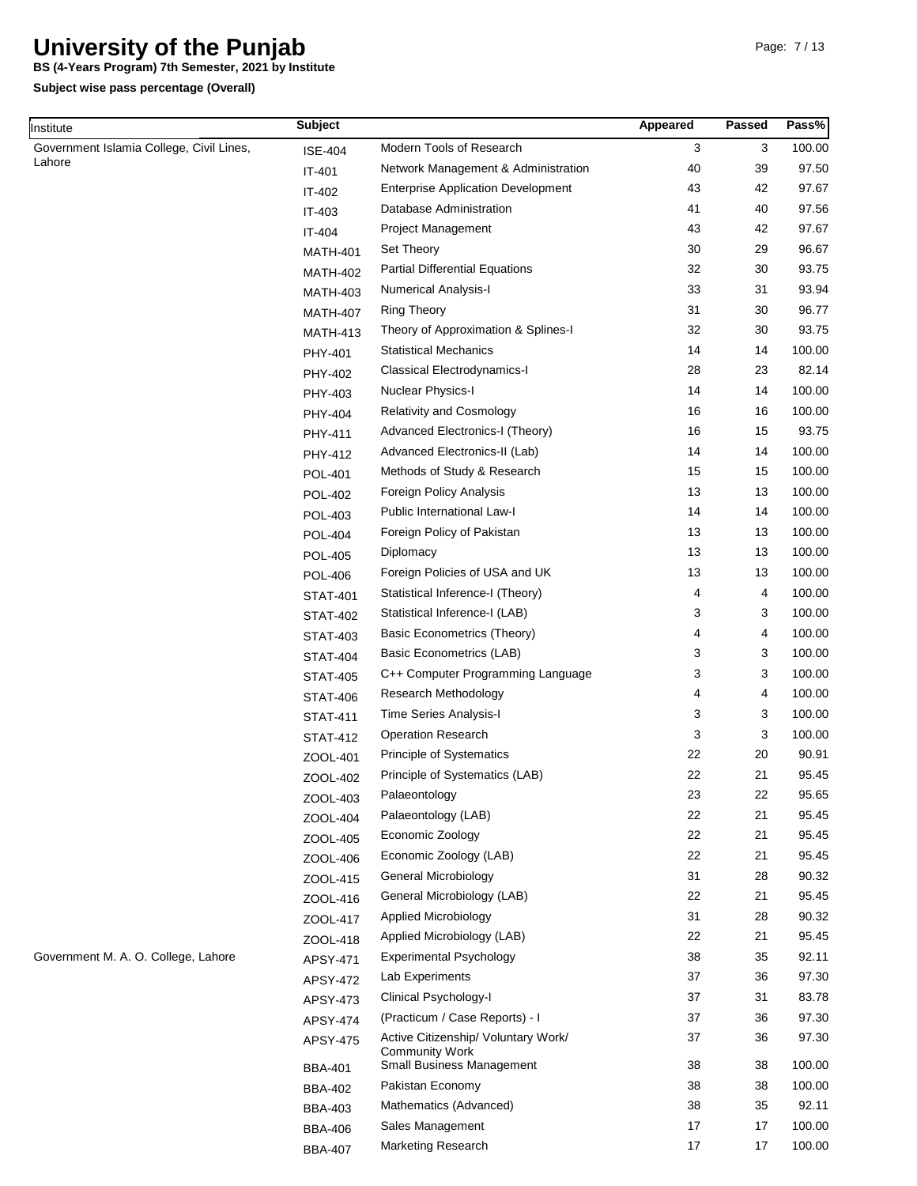# University of the Punjab

**BS (4-Years Program) 7th Semester, 2021 by Institute**

**Subject wise pass percentage (Overall)**

| Institute | Subject | | Appeared | Passed | Pass% |
|---|---|---|---|---|---|
| Government Islamia College, Civil Lines, Lahore | ISE-404 | Modern Tools of Research | 3 | 3 | 100.00 |
| | IT-401 | Network Management & Administration | 40 | 39 | 97.50 |
| | IT-402 | Enterprise Application Development | 43 | 42 | 97.67 |
| | IT-403 | Database Administration | 41 | 40 | 97.56 |
| | IT-404 | Project Management | 43 | 42 | 97.67 |
| | MATH-401 | Set Theory | 30 | 29 | 96.67 |
| | MATH-402 | Partial Differential Equations | 32 | 30 | 93.75 |
| | MATH-403 | Numerical Analysis-I | 33 | 31 | 93.94 |
| | MATH-407 | Ring Theory | 31 | 30 | 96.77 |
| | MATH-413 | Theory of Approximation & Splines-I | 32 | 30 | 93.75 |
| | PHY-401 | Statistical Mechanics | 14 | 14 | 100.00 |
| | PHY-402 | Classical Electrodynamics-I | 28 | 23 | 82.14 |
| | PHY-403 | Nuclear Physics-I | 14 | 14 | 100.00 |
| | PHY-404 | Relativity and Cosmology | 16 | 16 | 100.00 |
| | PHY-411 | Advanced Electronics-I (Theory) | 16 | 15 | 93.75 |
| | PHY-412 | Advanced Electronics-II (Lab) | 14 | 14 | 100.00 |
| | POL-401 | Methods of Study & Research | 15 | 15 | 100.00 |
| | POL-402 | Foreign Policy Analysis | 13 | 13 | 100.00 |
| | POL-403 | Public International Law-I | 14 | 14 | 100.00 |
| | POL-404 | Foreign Policy of Pakistan | 13 | 13 | 100.00 |
| | POL-405 | Diplomacy | 13 | 13 | 100.00 |
| | POL-406 | Foreign Policies of USA and UK | 13 | 13 | 100.00 |
| | STAT-401 | Statistical Inference-I (Theory) | 4 | 4 | 100.00 |
| | STAT-402 | Statistical Inference-I (LAB) | 3 | 3 | 100.00 |
| | STAT-403 | Basic Econometrics (Theory) | 4 | 4 | 100.00 |
| | STAT-404 | Basic Econometrics (LAB) | 3 | 3 | 100.00 |
| | STAT-405 | C++ Computer Programming Language | 3 | 3 | 100.00 |
| | STAT-406 | Research Methodology | 4 | 4 | 100.00 |
| | STAT-411 | Time Series Analysis-I | 3 | 3 | 100.00 |
| | STAT-412 | Operation Research | 3 | 3 | 100.00 |
| | ZOOL-401 | Principle of Systematics | 22 | 20 | 90.91 |
| | ZOOL-402 | Principle of Systematics (LAB) | 22 | 21 | 95.45 |
| | ZOOL-403 | Palaeontology | 23 | 22 | 95.65 |
| | ZOOL-404 | Palaeontology (LAB) | 22 | 21 | 95.45 |
| | ZOOL-405 | Economic Zoology | 22 | 21 | 95.45 |
| | ZOOL-406 | Economic Zoology (LAB) | 22 | 21 | 95.45 |
| | ZOOL-415 | General Microbiology | 31 | 28 | 90.32 |
| | ZOOL-416 | General Microbiology (LAB) | 22 | 21 | 95.45 |
| | ZOOL-417 | Applied Microbiology | 31 | 28 | 90.32 |
| | ZOOL-418 | Applied Microbiology (LAB) | 22 | 21 | 95.45 |
| Government M. A. O. College, Lahore | APSY-471 | Experimental Psychology | 38 | 35 | 92.11 |
| | APSY-472 | Lab Experiments | 37 | 36 | 97.30 |
| | APSY-473 | Clinical Psychology-I | 37 | 31 | 83.78 |
| | APSY-474 | (Practicum / Case Reports) - I | 37 | 36 | 97.30 |
| | APSY-475 | Active Citizenship/ Voluntary Work/ Community Work | 37 | 36 | 97.30 |
| | BBA-401 | Small Business Management | 38 | 38 | 100.00 |
| | BBA-402 | Pakistan Economy | 38 | 38 | 100.00 |
| | BBA-403 | Mathematics (Advanced) | 38 | 35 | 92.11 |
| | BBA-406 | Sales Management | 17 | 17 | 100.00 |
| | BBA-407 | Marketing Research | 17 | 17 | 100.00 |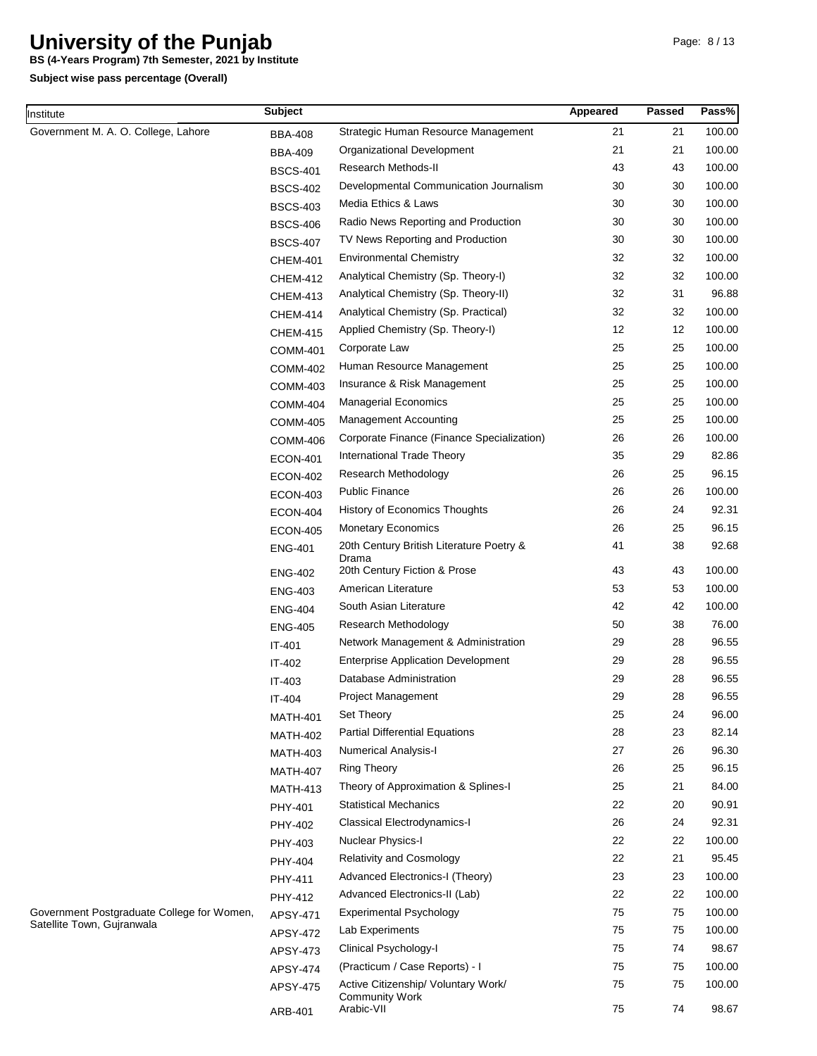# University of the Punjab

**BS (4-Years Program) 7th Semester, 2021 by Institute**

**Subject wise pass percentage (Overall)**

| Institute | Subject | | Appeared | Passed | Pass% |
|---|---|---|---|---|---|
| Government M. A. O. College, Lahore | BBA-408 | Strategic Human Resource Management | 21 | 21 | 100.00 |
| | BBA-409 | Organizational Development | 21 | 21 | 100.00 |
| | BSCS-401 | Research Methods-II | 43 | 43 | 100.00 |
| | BSCS-402 | Developmental Communication Journalism | 30 | 30 | 100.00 |
| | BSCS-403 | Media Ethics & Laws | 30 | 30 | 100.00 |
| | BSCS-406 | Radio News Reporting and Production | 30 | 30 | 100.00 |
| | BSCS-407 | TV News Reporting and Production | 30 | 30 | 100.00 |
| | CHEM-401 | Environmental Chemistry | 32 | 32 | 100.00 |
| | CHEM-412 | Analytical Chemistry (Sp. Theory-I) | 32 | 32 | 100.00 |
| | CHEM-413 | Analytical Chemistry (Sp. Theory-II) | 32 | 31 | 96.88 |
| | CHEM-414 | Analytical Chemistry (Sp. Practical) | 32 | 32 | 100.00 |
| | CHEM-415 | Applied Chemistry (Sp. Theory-I) | 12 | 12 | 100.00 |
| | COMM-401 | Corporate Law | 25 | 25 | 100.00 |
| | COMM-402 | Human Resource Management | 25 | 25 | 100.00 |
| | COMM-403 | Insurance & Risk Management | 25 | 25 | 100.00 |
| | COMM-404 | Managerial Economics | 25 | 25 | 100.00 |
| | COMM-405 | Management Accounting | 25 | 25 | 100.00 |
| | COMM-406 | Corporate Finance (Finance Specialization) | 26 | 26 | 100.00 |
| | ECON-401 | International Trade Theory | 35 | 29 | 82.86 |
| | ECON-402 | Research Methodology | 26 | 25 | 96.15 |
| | ECON-403 | Public Finance | 26 | 26 | 100.00 |
| | ECON-404 | History of Economics Thoughts | 26 | 24 | 92.31 |
| | ECON-405 | Monetary Economics | 26 | 25 | 96.15 |
| | ENG-401 | 20th Century British Literature Poetry & Drama | 41 | 38 | 92.68 |
| | ENG-402 | 20th Century Fiction & Prose | 43 | 43 | 100.00 |
| | ENG-403 | American Literature | 53 | 53 | 100.00 |
| | ENG-404 | South Asian Literature | 42 | 42 | 100.00 |
| | ENG-405 | Research Methodology | 50 | 38 | 76.00 |
| | IT-401 | Network Management & Administration | 29 | 28 | 96.55 |
| | IT-402 | Enterprise Application Development | 29 | 28 | 96.55 |
| | IT-403 | Database Administration | 29 | 28 | 96.55 |
| | IT-404 | Project Management | 29 | 28 | 96.55 |
| | MATH-401 | Set Theory | 25 | 24 | 96.00 |
| | MATH-402 | Partial Differential Equations | 28 | 23 | 82.14 |
| | MATH-403 | Numerical Analysis-I | 27 | 26 | 96.30 |
| | MATH-407 | Ring Theory | 26 | 25 | 96.15 |
| | MATH-413 | Theory of Approximation & Splines-I | 25 | 21 | 84.00 |
| | PHY-401 | Statistical Mechanics | 22 | 20 | 90.91 |
| | PHY-402 | Classical Electrodynamics-I | 26 | 24 | 92.31 |
| | PHY-403 | Nuclear Physics-I | 22 | 22 | 100.00 |
| | PHY-404 | Relativity and Cosmology | 22 | 21 | 95.45 |
| | PHY-411 | Advanced Electronics-I (Theory) | 23 | 23 | 100.00 |
| | PHY-412 | Advanced Electronics-II (Lab) | 22 | 22 | 100.00 |
| Government Postgraduate College for Women, Satellite Town, Gujranwala | APSY-471 | Experimental Psychology | 75 | 75 | 100.00 |
| | APSY-472 | Lab Experiments | 75 | 75 | 100.00 |
| | APSY-473 | Clinical Psychology-I | 75 | 74 | 98.67 |
| | APSY-474 | (Practicum / Case Reports) - I | 75 | 75 | 100.00 |
| | APSY-475 | Active Citizenship/ Voluntary Work/ Community Work | 75 | 75 | 100.00 |
| | ARB-401 | Arabic-VII | 75 | 74 | 98.67 |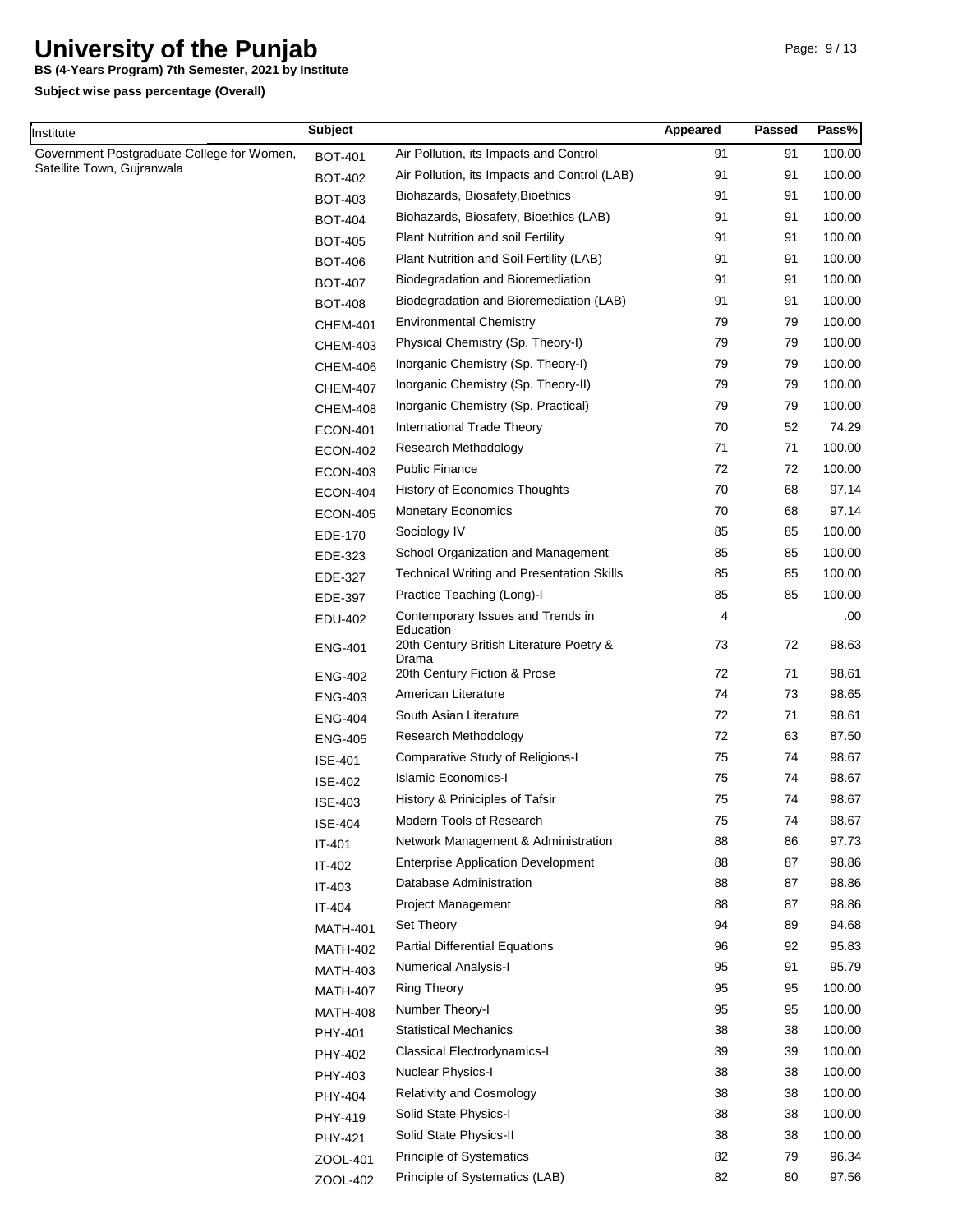# University of the Punjab

**BS (4-Years Program) 7th Semester, 2021 by Institute**

**Subject wise pass percentage (Overall)**

| Institute | Subject | | Appeared | Passed | Pass% |
|---|---|---|---|---|---|
| Government Postgraduate College for Women, Satellite Town, Gujranwala | BOT-401 | Air Pollution, its Impacts and Control | 91 | 91 | 100.00 |
| | BOT-402 | Air Pollution, its Impacts and Control (LAB) | 91 | 91 | 100.00 |
| | BOT-403 | Biohazards, Biosafety,Bioethics | 91 | 91 | 100.00 |
| | BOT-404 | Biohazards, Biosafety, Bioethics (LAB) | 91 | 91 | 100.00 |
| | BOT-405 | Plant Nutrition and soil Fertility | 91 | 91 | 100.00 |
| | BOT-406 | Plant Nutrition and Soil Fertility (LAB) | 91 | 91 | 100.00 |
| | BOT-407 | Biodegradation and Bioremediation | 91 | 91 | 100.00 |
| | BOT-408 | Biodegradation and Bioremediation (LAB) | 91 | 91 | 100.00 |
| | CHEM-401 | Environmental Chemistry | 79 | 79 | 100.00 |
| | CHEM-403 | Physical Chemistry (Sp. Theory-I) | 79 | 79 | 100.00 |
| | CHEM-406 | Inorganic Chemistry (Sp. Theory-I) | 79 | 79 | 100.00 |
| | CHEM-407 | Inorganic Chemistry (Sp. Theory-II) | 79 | 79 | 100.00 |
| | CHEM-408 | Inorganic Chemistry (Sp. Practical) | 79 | 79 | 100.00 |
| | ECON-401 | International Trade Theory | 70 | 52 | 74.29 |
| | ECON-402 | Research Methodology | 71 | 71 | 100.00 |
| | ECON-403 | Public Finance | 72 | 72 | 100.00 |
| | ECON-404 | History of Economics Thoughts | 70 | 68 | 97.14 |
| | ECON-405 | Monetary Economics | 70 | 68 | 97.14 |
| | EDE-170 | Sociology IV | 85 | 85 | 100.00 |
| | EDE-323 | School Organization and Management | 85 | 85 | 100.00 |
| | EDE-327 | Technical Writing and Presentation Skills | 85 | 85 | 100.00 |
| | EDE-397 | Practice Teaching (Long)-I | 85 | 85 | 100.00 |
| | EDU-402 | Contemporary Issues and Trends in Education | 4 | | .00 |
| | ENG-401 | 20th Century British Literature Poetry & Drama | 73 | 72 | 98.63 |
| | ENG-402 | 20th Century Fiction & Prose | 72 | 71 | 98.61 |
| | ENG-403 | American Literature | 74 | 73 | 98.65 |
| | ENG-404 | South Asian Literature | 72 | 71 | 98.61 |
| | ENG-405 | Research Methodology | 72 | 63 | 87.50 |
| | ISE-401 | Comparative Study of Religions-I | 75 | 74 | 98.67 |
| | ISE-402 | Islamic Economics-I | 75 | 74 | 98.67 |
| | ISE-403 | History & Priniciples of Tafsir | 75 | 74 | 98.67 |
| | ISE-404 | Modern Tools of Research | 75 | 74 | 98.67 |
| | IT-401 | Network Management & Administration | 88 | 86 | 97.73 |
| | IT-402 | Enterprise Application Development | 88 | 87 | 98.86 |
| | IT-403 | Database Administration | 88 | 87 | 98.86 |
| | IT-404 | Project Management | 88 | 87 | 98.86 |
| | MATH-401 | Set Theory | 94 | 89 | 94.68 |
| | MATH-402 | Partial Differential Equations | 96 | 92 | 95.83 |
| | MATH-403 | Numerical Analysis-I | 95 | 91 | 95.79 |
| | MATH-407 | Ring Theory | 95 | 95 | 100.00 |
| | MATH-408 | Number Theory-I | 95 | 95 | 100.00 |
| | PHY-401 | Statistical Mechanics | 38 | 38 | 100.00 |
| | PHY-402 | Classical Electrodynamics-I | 39 | 39 | 100.00 |
| | PHY-403 | Nuclear Physics-I | 38 | 38 | 100.00 |
| | PHY-404 | Relativity and Cosmology | 38 | 38 | 100.00 |
| | PHY-419 | Solid State Physics-I | 38 | 38 | 100.00 |
| | PHY-421 | Solid State Physics-II | 38 | 38 | 100.00 |
| | ZOOL-401 | Principle of Systematics | 82 | 79 | 96.34 |
| | ZOOL-402 | Principle of Systematics (LAB) | 82 | 80 | 97.56 |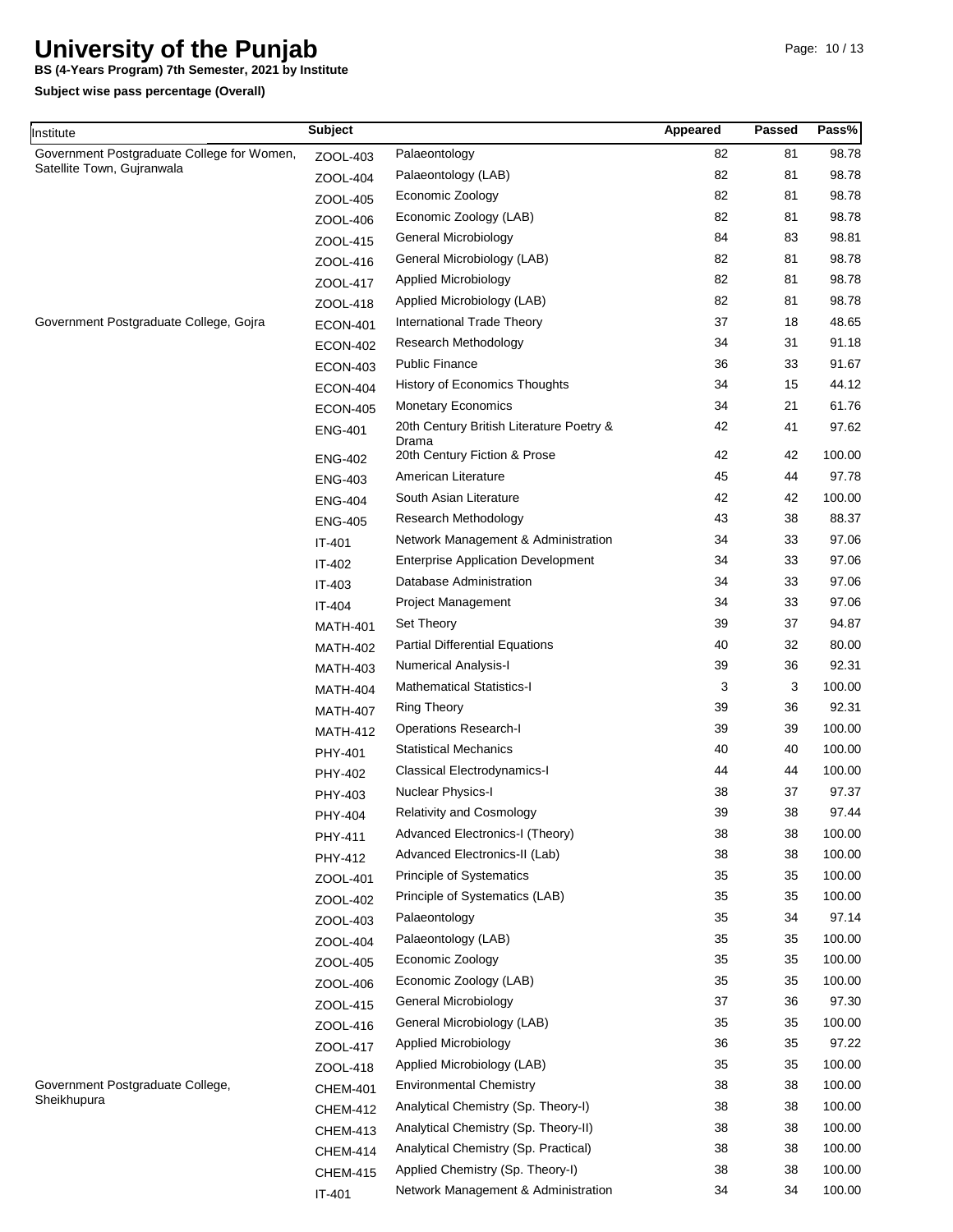# University of the Punjab

**BS (4-Years Program) 7th Semester, 2021 by Institute**

**Subject wise pass percentage (Overall)**

| Institute | Subject | | Appeared | Passed | Pass% |
|---|---|---|---|---|---|
| Government Postgraduate College for Women, Satellite Town, Gujranwala | ZOOL-403 | Palaeontology | 82 | 81 | 98.78 |
| | ZOOL-404 | Palaeontology (LAB) | 82 | 81 | 98.78 |
| | ZOOL-405 | Economic Zoology | 82 | 81 | 98.78 |
| | ZOOL-406 | Economic Zoology (LAB) | 82 | 81 | 98.78 |
| | ZOOL-415 | General Microbiology | 84 | 83 | 98.81 |
| | ZOOL-416 | General Microbiology (LAB) | 82 | 81 | 98.78 |
| | ZOOL-417 | Applied Microbiology | 82 | 81 | 98.78 |
| | ZOOL-418 | Applied Microbiology (LAB) | 82 | 81 | 98.78 |
| Government Postgraduate College, Gojra | ECON-401 | International Trade Theory | 37 | 18 | 48.65 |
| | ECON-402 | Research Methodology | 34 | 31 | 91.18 |
| | ECON-403 | Public Finance | 36 | 33 | 91.67 |
| | ECON-404 | History of Economics Thoughts | 34 | 15 | 44.12 |
| | ECON-405 | Monetary Economics | 34 | 21 | 61.76 |
| | ENG-401 | 20th Century British Literature Poetry & Drama | 42 | 41 | 97.62 |
| | ENG-402 | 20th Century Fiction & Prose | 42 | 42 | 100.00 |
| | ENG-403 | American Literature | 45 | 44 | 97.78 |
| | ENG-404 | South Asian Literature | 42 | 42 | 100.00 |
| | ENG-405 | Research Methodology | 43 | 38 | 88.37 |
| | IT-401 | Network Management & Administration | 34 | 33 | 97.06 |
| | IT-402 | Enterprise Application Development | 34 | 33 | 97.06 |
| | IT-403 | Database Administration | 34 | 33 | 97.06 |
| | IT-404 | Project Management | 34 | 33 | 97.06 |
| | MATH-401 | Set Theory | 39 | 37 | 94.87 |
| | MATH-402 | Partial Differential Equations | 40 | 32 | 80.00 |
| | MATH-403 | Numerical Analysis-I | 39 | 36 | 92.31 |
| | MATH-404 | Mathematical Statistics-I | 3 | 3 | 100.00 |
| | MATH-407 | Ring Theory | 39 | 36 | 92.31 |
| | MATH-412 | Operations Research-I | 39 | 39 | 100.00 |
| | PHY-401 | Statistical Mechanics | 40 | 40 | 100.00 |
| | PHY-402 | Classical Electrodynamics-I | 44 | 44 | 100.00 |
| | PHY-403 | Nuclear Physics-I | 38 | 37 | 97.37 |
| | PHY-404 | Relativity and Cosmology | 39 | 38 | 97.44 |
| | PHY-411 | Advanced Electronics-I (Theory) | 38 | 38 | 100.00 |
| | PHY-412 | Advanced Electronics-II (Lab) | 38 | 38 | 100.00 |
| | ZOOL-401 | Principle of Systematics | 35 | 35 | 100.00 |
| | ZOOL-402 | Principle of Systematics (LAB) | 35 | 35 | 100.00 |
| | ZOOL-403 | Palaeontology | 35 | 34 | 97.14 |
| | ZOOL-404 | Palaeontology (LAB) | 35 | 35 | 100.00 |
| | ZOOL-405 | Economic Zoology | 35 | 35 | 100.00 |
| | ZOOL-406 | Economic Zoology (LAB) | 35 | 35 | 100.00 |
| | ZOOL-415 | General Microbiology | 37 | 36 | 97.30 |
| | ZOOL-416 | General Microbiology (LAB) | 35 | 35 | 100.00 |
| | ZOOL-417 | Applied Microbiology | 36 | 35 | 97.22 |
| | ZOOL-418 | Applied Microbiology (LAB) | 35 | 35 | 100.00 |
| Government Postgraduate College, Sheikhupura | CHEM-401 | Environmental Chemistry | 38 | 38 | 100.00 |
| | CHEM-412 | Analytical Chemistry (Sp. Theory-I) | 38 | 38 | 100.00 |
| | CHEM-413 | Analytical Chemistry (Sp. Theory-II) | 38 | 38 | 100.00 |
| | CHEM-414 | Analytical Chemistry (Sp. Practical) | 38 | 38 | 100.00 |
| | CHEM-415 | Applied Chemistry (Sp. Theory-I) | 38 | 38 | 100.00 |
| | IT-401 | Network Management & Administration | 34 | 34 | 100.00 |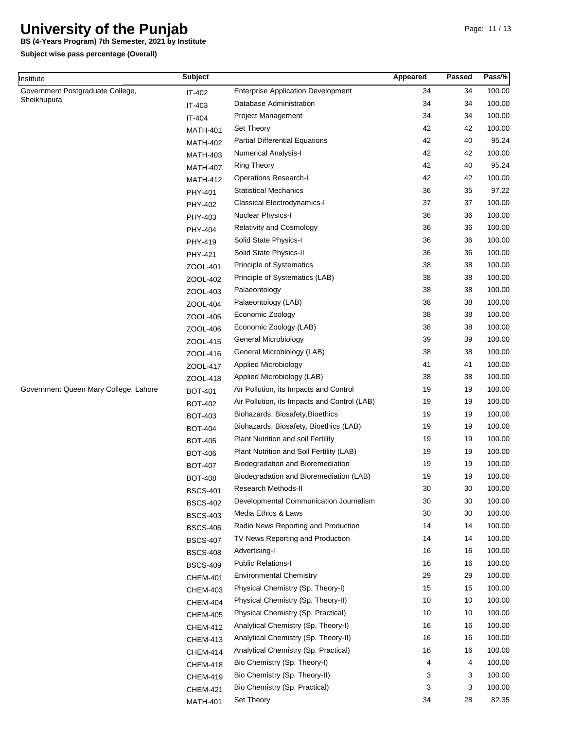# University of the Punjab

**BS (4-Years Program) 7th Semester, 2021 by Institute**

**Subject wise pass percentage (Overall)**

| Institute | Subject | | Appeared | Passed | Pass% |
|---|---|---|---|---|---|
| Government Postgraduate College, Sheikhupura | IT-402 | Enterprise Application Development | 34 | 34 | 100.00 |
| | IT-403 | Database Administration | 34 | 34 | 100.00 |
| | IT-404 | Project Management | 34 | 34 | 100.00 |
| | MATH-401 | Set Theory | 42 | 42 | 100.00 |
| | MATH-402 | Partial Differential Equations | 42 | 40 | 95.24 |
| | MATH-403 | Numerical Analysis-I | 42 | 42 | 100.00 |
| | MATH-407 | Ring Theory | 42 | 40 | 95.24 |
| | MATH-412 | Operations Research-I | 42 | 42 | 100.00 |
| | PHY-401 | Statistical Mechanics | 36 | 35 | 97.22 |
| | PHY-402 | Classical Electrodynamics-I | 37 | 37 | 100.00 |
| | PHY-403 | Nuclear Physics-I | 36 | 36 | 100.00 |
| | PHY-404 | Relativity and Cosmology | 36 | 36 | 100.00 |
| | PHY-419 | Solid State Physics-I | 36 | 36 | 100.00 |
| | PHY-421 | Solid State Physics-II | 36 | 36 | 100.00 |
| | ZOOL-401 | Principle of Systematics | 38 | 38 | 100.00 |
| | ZOOL-402 | Principle of Systematics (LAB) | 38 | 38 | 100.00 |
| | ZOOL-403 | Palaeontology | 38 | 38 | 100.00 |
| | ZOOL-404 | Palaeontology (LAB) | 38 | 38 | 100.00 |
| | ZOOL-405 | Economic Zoology | 38 | 38 | 100.00 |
| | ZOOL-406 | Economic Zoology (LAB) | 38 | 38 | 100.00 |
| | ZOOL-415 | General Microbiology | 39 | 39 | 100.00 |
| | ZOOL-416 | General Microbiology (LAB) | 38 | 38 | 100.00 |
| | ZOOL-417 | Applied Microbiology | 41 | 41 | 100.00 |
| | ZOOL-418 | Applied Microbiology (LAB) | 38 | 38 | 100.00 |
| Government Queen Mary College, Lahore | BOT-401 | Air Pollution, its Impacts and Control | 19 | 19 | 100.00 |
| | BOT-402 | Air Pollution, its Impacts and Control (LAB) | 19 | 19 | 100.00 |
| | BOT-403 | Biohazards, Biosafety,Bioethics | 19 | 19 | 100.00 |
| | BOT-404 | Biohazards, Biosafety, Bioethics (LAB) | 19 | 19 | 100.00 |
| | BOT-405 | Plant Nutrition and soil Fertility | 19 | 19 | 100.00 |
| | BOT-406 | Plant Nutrition and Soil Fertility (LAB) | 19 | 19 | 100.00 |
| | BOT-407 | Biodegradation and Bioremediation | 19 | 19 | 100.00 |
| | BOT-408 | Biodegradation and Bioremediation (LAB) | 19 | 19 | 100.00 |
| | BSCS-401 | Research Methods-II | 30 | 30 | 100.00 |
| | BSCS-402 | Developmental Communication Journalism | 30 | 30 | 100.00 |
| | BSCS-403 | Media Ethics & Laws | 30 | 30 | 100.00 |
| | BSCS-406 | Radio News Reporting and Production | 14 | 14 | 100.00 |
| | BSCS-407 | TV News Reporting and Production | 14 | 14 | 100.00 |
| | BSCS-408 | Advertising-I | 16 | 16 | 100.00 |
| | BSCS-409 | Public Relations-I | 16 | 16 | 100.00 |
| | CHEM-401 | Environmental Chemistry | 29 | 29 | 100.00 |
| | CHEM-403 | Physical Chemistry (Sp. Theory-I) | 15 | 15 | 100.00 |
| | CHEM-404 | Physical Chemistry (Sp. Theory-II) | 10 | 10 | 100.00 |
| | CHEM-405 | Physical Chemistry (Sp. Practical) | 10 | 10 | 100.00 |
| | CHEM-412 | Analytical Chemistry (Sp. Theory-I) | 16 | 16 | 100.00 |
| | CHEM-413 | Analytical Chemistry (Sp. Theory-II) | 16 | 16 | 100.00 |
| | CHEM-414 | Analytical Chemistry (Sp. Practical) | 16 | 16 | 100.00 |
| | CHEM-418 | Bio Chemistry (Sp. Theory-I) | 4 | 4 | 100.00 |
| | CHEM-419 | Bio Chemistry (Sp. Theory-II) | 3 | 3 | 100.00 |
| | CHEM-421 | Bio Chemistry (Sp. Practical) | 3 | 3 | 100.00 |
| | MATH-401 | Set Theory | 34 | 28 | 82.35 |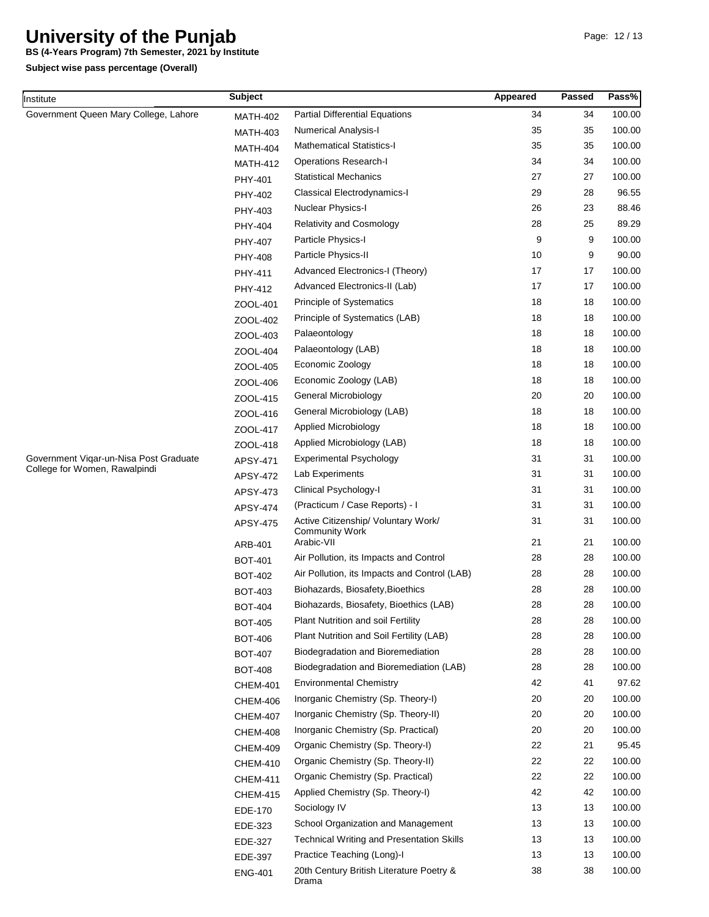# University of the Punjab

**BS (4-Years Program) 7th Semester, 2021 by Institute**

**Subject wise pass percentage (Overall)**

| Institute | Subject | | Appeared | Passed | Pass% |
|---|---|---|---|---|---|
| Government Queen Mary College, Lahore | MATH-402 | Partial Differential Equations | 34 | 34 | 100.00 |
| | MATH-403 | Numerical Analysis-I | 35 | 35 | 100.00 |
| | MATH-404 | Mathematical Statistics-I | 35 | 35 | 100.00 |
| | MATH-412 | Operations Research-I | 34 | 34 | 100.00 |
| | PHY-401 | Statistical Mechanics | 27 | 27 | 100.00 |
| | PHY-402 | Classical Electrodynamics-I | 29 | 28 | 96.55 |
| | PHY-403 | Nuclear Physics-I | 26 | 23 | 88.46 |
| | PHY-404 | Relativity and Cosmology | 28 | 25 | 89.29 |
| | PHY-407 | Particle Physics-I | 9 | 9 | 100.00 |
| | PHY-408 | Particle Physics-II | 10 | 9 | 90.00 |
| | PHY-411 | Advanced Electronics-I (Theory) | 17 | 17 | 100.00 |
| | PHY-412 | Advanced Electronics-II (Lab) | 17 | 17 | 100.00 |
| | ZOOL-401 | Principle of Systematics | 18 | 18 | 100.00 |
| | ZOOL-402 | Principle of Systematics (LAB) | 18 | 18 | 100.00 |
| | ZOOL-403 | Palaeontology | 18 | 18 | 100.00 |
| | ZOOL-404 | Palaeontology (LAB) | 18 | 18 | 100.00 |
| | ZOOL-405 | Economic Zoology | 18 | 18 | 100.00 |
| | ZOOL-406 | Economic Zoology (LAB) | 18 | 18 | 100.00 |
| | ZOOL-415 | General Microbiology | 20 | 20 | 100.00 |
| | ZOOL-416 | General Microbiology (LAB) | 18 | 18 | 100.00 |
| | ZOOL-417 | Applied Microbiology | 18 | 18 | 100.00 |
| | ZOOL-418 | Applied Microbiology (LAB) | 18 | 18 | 100.00 |
| Government Viqar-un-Nisa Post Graduate College for Women, Rawalpindi | APSY-471 | Experimental Psychology | 31 | 31 | 100.00 |
| | APSY-472 | Lab Experiments | 31 | 31 | 100.00 |
| | APSY-473 | Clinical Psychology-I | 31 | 31 | 100.00 |
| | APSY-474 | (Practicum / Case Reports) - I | 31 | 31 | 100.00 |
| | APSY-475 | Active Citizenship/ Voluntary Work/ Community Work | 31 | 31 | 100.00 |
| | ARB-401 | Arabic-VII | 21 | 21 | 100.00 |
| | BOT-401 | Air Pollution, its Impacts and Control | 28 | 28 | 100.00 |
| | BOT-402 | Air Pollution, its Impacts and Control (LAB) | 28 | 28 | 100.00 |
| | BOT-403 | Biohazards, Biosafety,Bioethics | 28 | 28 | 100.00 |
| | BOT-404 | Biohazards, Biosafety, Bioethics (LAB) | 28 | 28 | 100.00 |
| | BOT-405 | Plant Nutrition and soil Fertility | 28 | 28 | 100.00 |
| | BOT-406 | Plant Nutrition and Soil Fertility (LAB) | 28 | 28 | 100.00 |
| | BOT-407 | Biodegradation and Bioremediation | 28 | 28 | 100.00 |
| | BOT-408 | Biodegradation and Bioremediation (LAB) | 28 | 28 | 100.00 |
| | CHEM-401 | Environmental Chemistry | 42 | 41 | 97.62 |
| | CHEM-406 | Inorganic Chemistry (Sp. Theory-I) | 20 | 20 | 100.00 |
| | CHEM-407 | Inorganic Chemistry (Sp. Theory-II) | 20 | 20 | 100.00 |
| | CHEM-408 | Inorganic Chemistry (Sp. Practical) | 20 | 20 | 100.00 |
| | CHEM-409 | Organic Chemistry (Sp. Theory-I) | 22 | 21 | 95.45 |
| | CHEM-410 | Organic Chemistry (Sp. Theory-II) | 22 | 22 | 100.00 |
| | CHEM-411 | Organic Chemistry (Sp. Practical) | 22 | 22 | 100.00 |
| | CHEM-415 | Applied Chemistry (Sp. Theory-I) | 42 | 42 | 100.00 |
| | EDE-170 | Sociology IV | 13 | 13 | 100.00 |
| | EDE-323 | School Organization and Management | 13 | 13 | 100.00 |
| | EDE-327 | Technical Writing and Presentation Skills | 13 | 13 | 100.00 |
| | EDE-397 | Practice Teaching (Long)-I | 13 | 13 | 100.00 |
| | ENG-401 | 20th Century British Literature Poetry & Drama | 38 | 38 | 100.00 |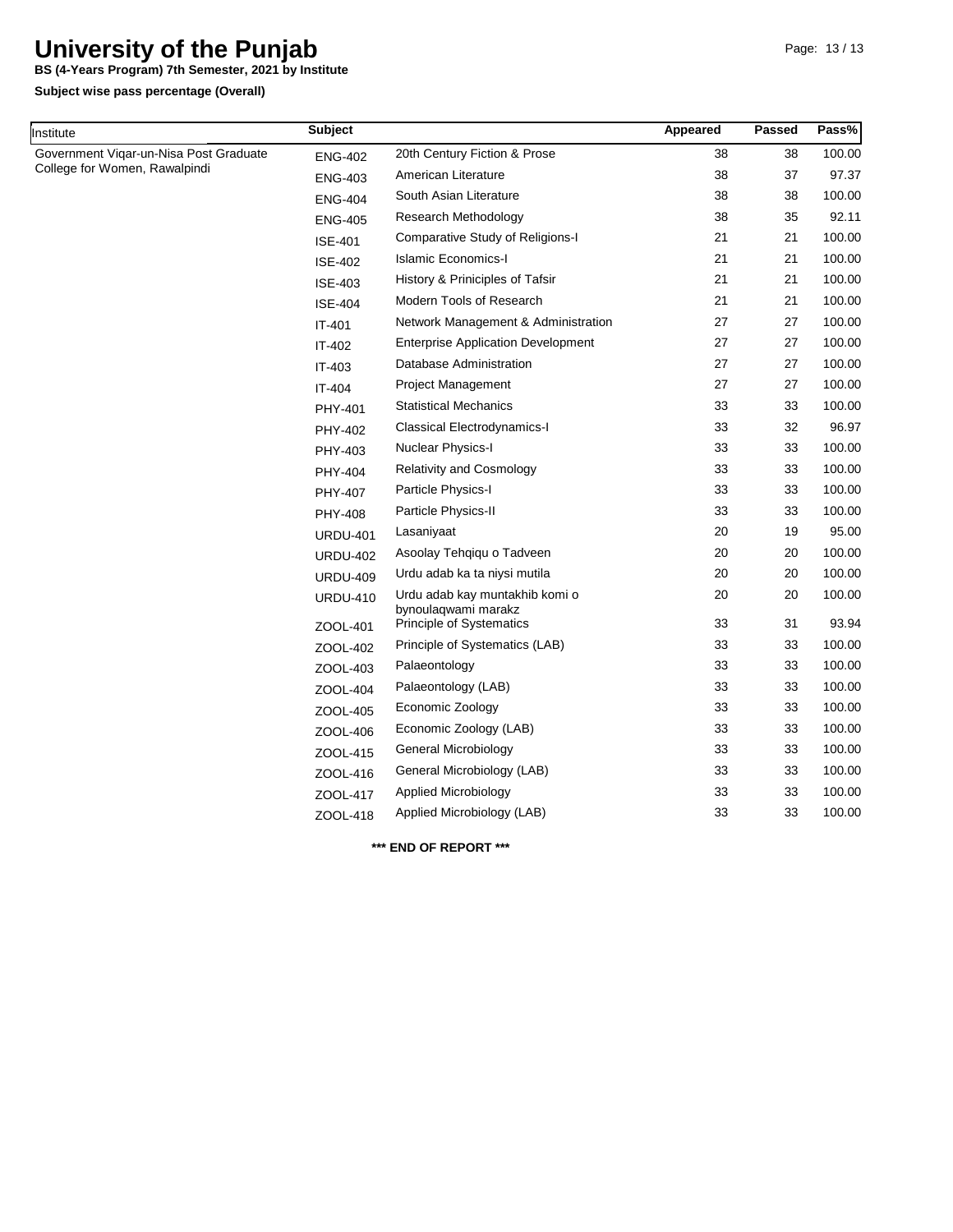# University of the Punjab

**BS (4-Years Program) 7th Semester, 2021 by Institute**

**Subject wise pass percentage (Overall)**

| Institute | Subject | | Appeared | Passed | Pass% |
|---|---|---|---|---|---|
| Government Viqar-un-Nisa Post Graduate College for Women, Rawalpindi | ENG-402 | 20th Century Fiction & Prose | 38 | 38 | 100.00 |
| | ENG-403 | American Literature | 38 | 37 | 97.37 |
| | ENG-404 | South Asian Literature | 38 | 38 | 100.00 |
| | ENG-405 | Research Methodology | 38 | 35 | 92.11 |
| | ISE-401 | Comparative Study of Religions-I | 21 | 21 | 100.00 |
| | ISE-402 | Islamic Economics-I | 21 | 21 | 100.00 |
| | ISE-403 | History & Priniciples of Tafsir | 21 | 21 | 100.00 |
| | ISE-404 | Modern Tools of Research | 21 | 21 | 100.00 |
| | IT-401 | Network Management & Administration | 27 | 27 | 100.00 |
| | IT-402 | Enterprise Application Development | 27 | 27 | 100.00 |
| | IT-403 | Database Administration | 27 | 27 | 100.00 |
| | IT-404 | Project Management | 27 | 27 | 100.00 |
| | PHY-401 | Statistical Mechanics | 33 | 33 | 100.00 |
| | PHY-402 | Classical Electrodynamics-I | 33 | 32 | 96.97 |
| | PHY-403 | Nuclear Physics-I | 33 | 33 | 100.00 |
| | PHY-404 | Relativity and Cosmology | 33 | 33 | 100.00 |
| | PHY-407 | Particle Physics-I | 33 | 33 | 100.00 |
| | PHY-408 | Particle Physics-II | 33 | 33 | 100.00 |
| | URDU-401 | Lasaniyaat | 20 | 19 | 95.00 |
| | URDU-402 | Asoolay Tehqiqu o Tadveen | 20 | 20 | 100.00 |
| | URDU-409 | Urdu adab ka ta niysi mutila | 20 | 20 | 100.00 |
| | URDU-410 | Urdu adab kay muntakhib komi o bynoulaqwami marakz | 20 | 20 | 100.00 |
| | ZOOL-401 | Principle of Systematics | 33 | 31 | 93.94 |
| | ZOOL-402 | Principle of Systematics (LAB) | 33 | 33 | 100.00 |
| | ZOOL-403 | Palaeontology | 33 | 33 | 100.00 |
| | ZOOL-404 | Palaeontology (LAB) | 33 | 33 | 100.00 |
| | ZOOL-405 | Economic Zoology | 33 | 33 | 100.00 |
| | ZOOL-406 | Economic Zoology (LAB) | 33 | 33 | 100.00 |
| | ZOOL-415 | General Microbiology | 33 | 33 | 100.00 |
| | ZOOL-416 | General Microbiology (LAB) | 33 | 33 | 100.00 |
| | ZOOL-417 | Applied Microbiology | 33 | 33 | 100.00 |
| | ZOOL-418 | Applied Microbiology (LAB) | 33 | 33 | 100.00 |

**\*\*\* END OF REPORT \*\*\***